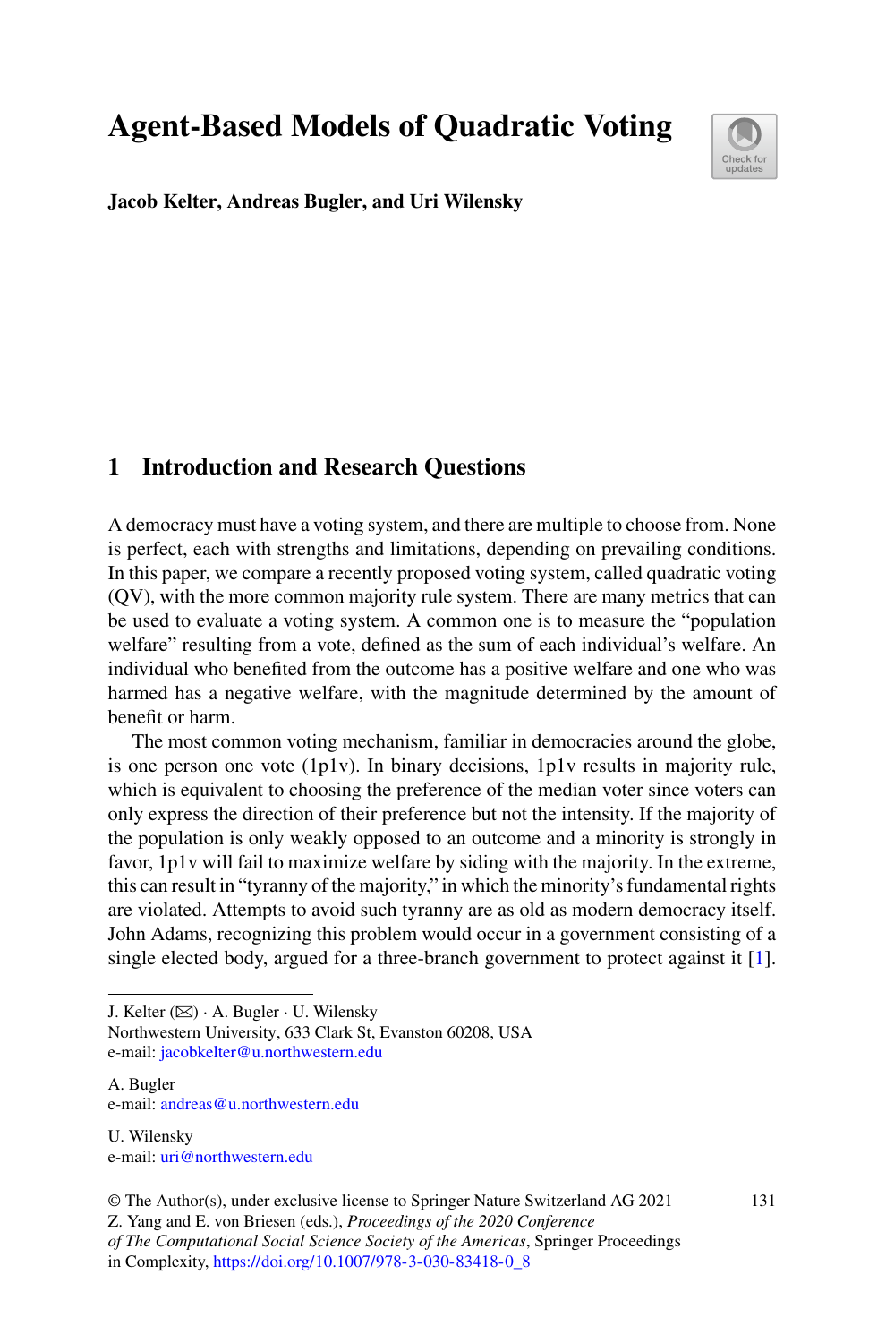# Agent-Based Models of Quadratic Voting

**Jacob Kelter, Andreas Bugler, and Uri Wilensky**

## 1 Introduction and Research Questions

A democracy must have a voting system, and there are multiple to choose from. None is perfect, each with strengths and limitations, depending on prevailing conditions. In this paper, we compare a recently proposed voting system, called quadratic voting (QV), with the more common majority rule system. There are many metrics that can be used to evaluate a voting system. A common one is to measure the "population welfare" resulting from a vote, defined as the sum of each individual's welfare. An individual who benefited from the outcome has a positive welfare and one who was harmed has a negative welfare, with the magnitude determined by the amount of benefit or harm.

The most common voting mechanism, familiar in democracies around the globe, is one person one vote (1p1v). In binary decisions, 1p1v results in majority rule, which is equivalent to choosing the preference of the median voter since voters can only express the direction of their preference but not the intensity. If the majority of the population is only weakly opposed to an outcome and a minority is strongly in favor, 1p1v will fail to maximize welfare by siding with the majority. In the extreme, this can result in "tyranny of the majority," in which the minority's fundamental rights are violated. Attempts to avoid such tyranny are as old as modern democracy itself. John Adams, recognizing this problem would occur in a government consisting of a single elected body, argued for a three-branch government to protect against it [1].

---

J. Kelter (✉) · A. Bugler · U. Wilensky
Northwestern University, 633 Clark St, Evanston 60208, USA
e-mail: jacobkelter@u.northwestern.edu

A. Bugler
e-mail: andreas@u.northwestern.edu

U. Wilensky
e-mail: uri@northwestern.edu

© The Author(s), under exclusive license to Springer Nature Switzerland AG 2021
Z. Yang and E. von Briesen (eds.), *Proceedings of the 2020 Conference of The Computational Social Science Society of the Americas*, Springer Proceedings in Complexity, https://doi.org/10.1007/978-3-030-83418-0_8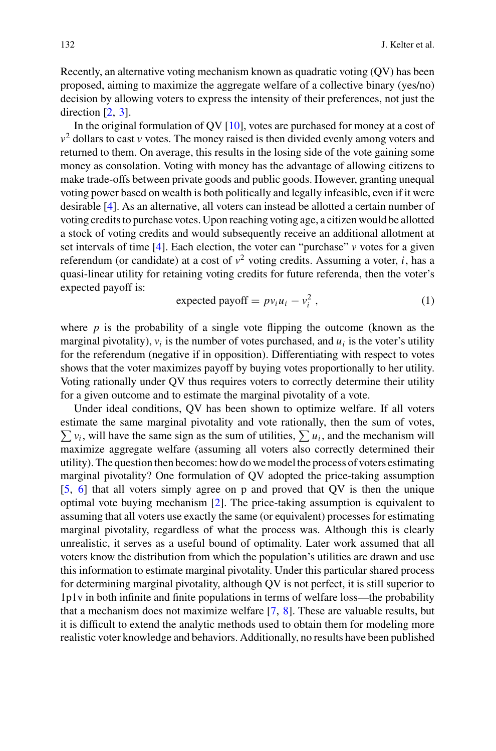Recently, an alternative voting mechanism known as quadratic voting (QV) has been proposed, aiming to maximize the aggregate welfare of a collective binary (yes/no) decision by allowing voters to express the intensity of their preferences, not just the direction [2, 3].

In the original formulation of QV [10], votes are purchased for money at a cost of $v^2$ dollars to cast $v$ votes. The money raised is then divided evenly among voters and returned to them. On average, this results in the losing side of the vote gaining some money as consolation. Voting with money has the advantage of allowing citizens to make trade-offs between private goods and public goods. However, granting unequal voting power based on wealth is both politically and legally infeasible, even if it were desirable [4]. As an alternative, all voters can instead be allotted a certain number of voting credits to purchase votes. Upon reaching voting age, a citizen would be allotted a stock of voting credits and would subsequently receive an additional allotment at set intervals of time [4]. Each election, the voter can "purchase" $v$ votes for a given referendum (or candidate) at a cost of $v^2$ voting credits. Assuming a voter, $i$, has a quasi-linear utility for retaining voting credits for future referenda, then the voter's expected payoff is:

$$\text{expected payoff} = p v_i u_i - v_i^2 \,, \tag{1}$$

where $p$ is the probability of a single vote flipping the outcome (known as the marginal pivotality), $v_i$ is the number of votes purchased, and $u_i$ is the voter's utility for the referendum (negative if in opposition). Differentiating with respect to votes shows that the voter maximizes payoff by buying votes proportionally to her utility. Voting rationally under QV thus requires voters to correctly determine their utility for a given outcome and to estimate the marginal pivotality of a vote.

Under ideal conditions, QV has been shown to optimize welfare. If all voters estimate the same marginal pivotality and vote rationally, then the sum of votes, $\sum v_i$, will have the same sign as the sum of utilities, $\sum u_i$, and the mechanism will maximize aggregate welfare (assuming all voters also correctly determined their utility). The question then becomes: how do we model the process of voters estimating marginal pivotality? One formulation of QV adopted the price-taking assumption [5, 6] that all voters simply agree on p and proved that QV is then the unique optimal vote buying mechanism [2]. The price-taking assumption is equivalent to assuming that all voters use exactly the same (or equivalent) processes for estimating marginal pivotality, regardless of what the process was. Although this is clearly unrealistic, it serves as a useful bound of optimality. Later work assumed that all voters know the distribution from which the population's utilities are drawn and use this information to estimate marginal pivotality. Under this particular shared process for determining marginal pivotality, although QV is not perfect, it is still superior to 1p1v in both infinite and finite populations in terms of welfare loss—the probability that a mechanism does not maximize welfare [7, 8]. These are valuable results, but it is difficult to extend the analytic methods used to obtain them for modeling more realistic voter knowledge and behaviors. Additionally, no results have been published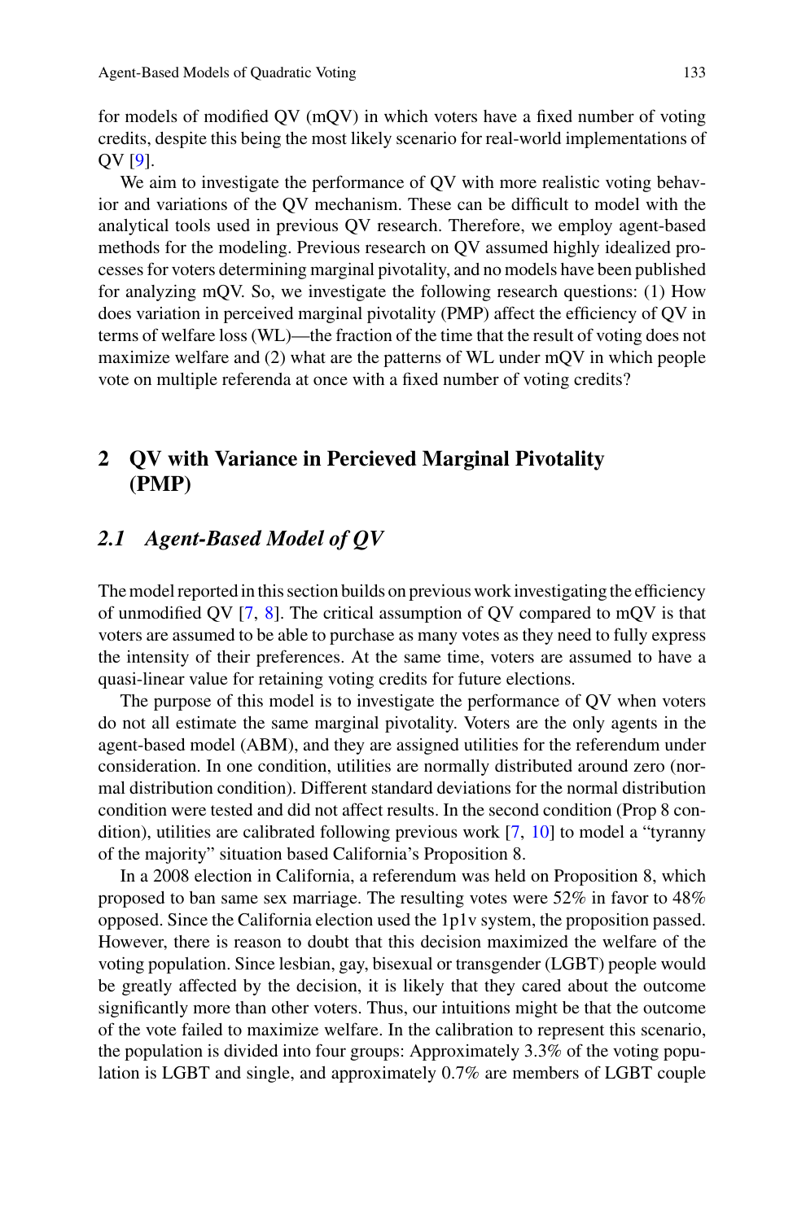for models of modified QV (mQV) in which voters have a fixed number of voting credits, despite this being the most likely scenario for real-world implementations of QV [9].

We aim to investigate the performance of QV with more realistic voting behavior and variations of the QV mechanism. These can be difficult to model with the analytical tools used in previous QV research. Therefore, we employ agent-based methods for the modeling. Previous research on QV assumed highly idealized processes for voters determining marginal pivotality, and no models have been published for analyzing mQV. So, we investigate the following research questions: (1) How does variation in perceived marginal pivotality (PMP) affect the efficiency of QV in terms of welfare loss (WL)—the fraction of the time that the result of voting does not maximize welfare and (2) what are the patterns of WL under mQV in which people vote on multiple referenda at once with a fixed number of voting credits?

## 2 QV with Variance in Percieved Marginal Pivotality (PMP)

### 2.1 Agent-Based Model of QV

The model reported in this section builds on previous work investigating the efficiency of unmodified QV [7, 8]. The critical assumption of QV compared to mQV is that voters are assumed to be able to purchase as many votes as they need to fully express the intensity of their preferences. At the same time, voters are assumed to have a quasi-linear value for retaining voting credits for future elections.

The purpose of this model is to investigate the performance of QV when voters do not all estimate the same marginal pivotality. Voters are the only agents in the agent-based model (ABM), and they are assigned utilities for the referendum under consideration. In one condition, utilities are normally distributed around zero (normal distribution condition). Different standard deviations for the normal distribution condition were tested and did not affect results. In the second condition (Prop 8 condition), utilities are calibrated following previous work [7, 10] to model a "tyranny of the majority" situation based California's Proposition 8.

In a 2008 election in California, a referendum was held on Proposition 8, which proposed to ban same sex marriage. The resulting votes were 52% in favor to 48% opposed. Since the California election used the 1p1v system, the proposition passed. However, there is reason to doubt that this decision maximized the welfare of the voting population. Since lesbian, gay, bisexual or transgender (LGBT) people would be greatly affected by the decision, it is likely that they cared about the outcome significantly more than other voters. Thus, our intuitions might be that the outcome of the vote failed to maximize welfare. In the calibration to represent this scenario, the population is divided into four groups: Approximately 3.3% of the voting population is LGBT and single, and approximately 0.7% are members of LGBT couple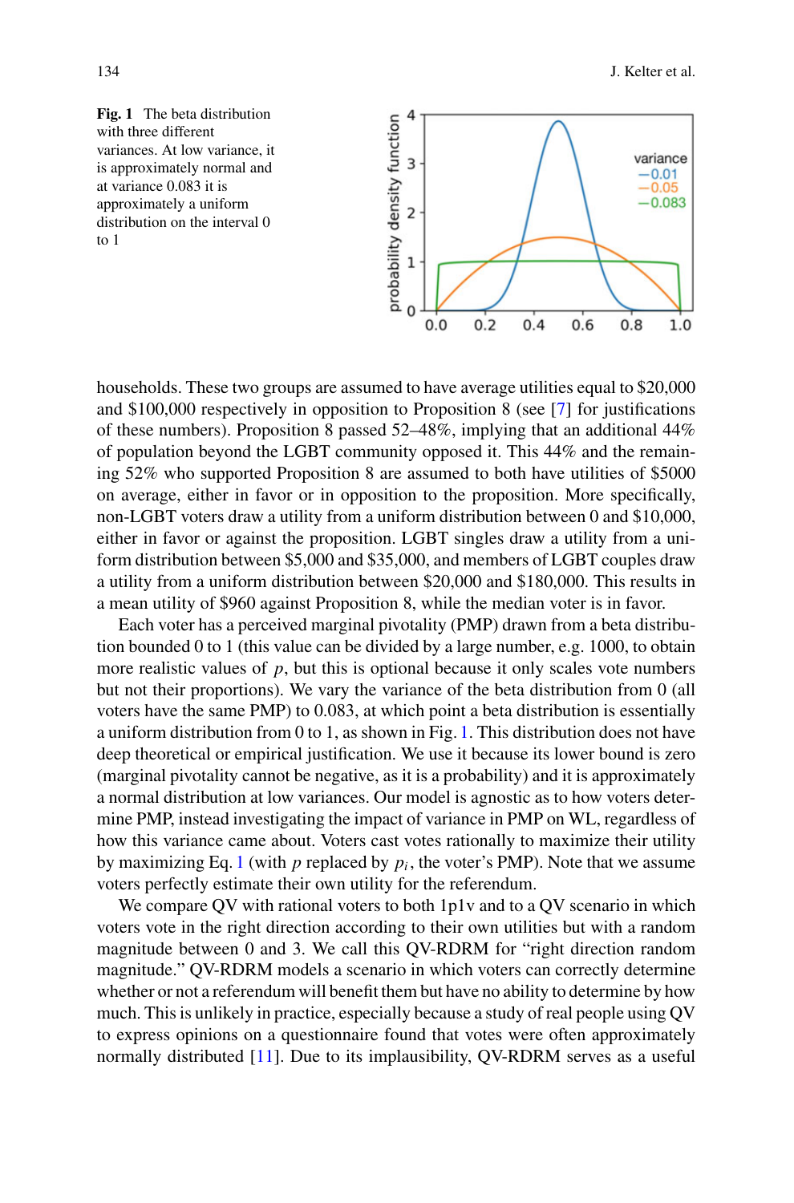**Fig. 1** The beta distribution with three different variances. At low variance, it is approximately normal and at variance 0.083 it is approximately a uniform distribution on the interval 0 to 1

households. These two groups are assumed to have average utilities equal to $20,000 and $100,000 respectively in opposition to Proposition 8 (see [7] for justifications of these numbers). Proposition 8 passed 52–48%, implying that an additional 44% of population beyond the LGBT community opposed it. This 44% and the remaining 52% who supported Proposition 8 are assumed to both have utilities of $5000 on average, either in favor or in opposition to the proposition. More specifically, non-LGBT voters draw a utility from a uniform distribution between 0 and $10,000, either in favor or against the proposition. LGBT singles draw a utility from a uniform distribution between $5,000 and $35,000, and members of LGBT couples draw a utility from a uniform distribution between $20,000 and $180,000. This results in a mean utility of $960 against Proposition 8, while the median voter is in favor.

Each voter has a perceived marginal pivotality (PMP) drawn from a beta distribution bounded 0 to 1 (this value can be divided by a large number, e.g. 1000, to obtain more realistic values of $p$, but this is optional because it only scales vote numbers but not their proportions). We vary the variance of the beta distribution from 0 (all voters have the same PMP) to 0.083, at which point a beta distribution is essentially a uniform distribution from 0 to 1, as shown in Fig. 1. This distribution does not have deep theoretical or empirical justification. We use it because its lower bound is zero (marginal pivotality cannot be negative, as it is a probability) and it is approximately a normal distribution at low variances. Our model is agnostic as to how voters determine PMP, instead investigating the impact of variance in PMP on WL, regardless of how this variance came about. Voters cast votes rationally to maximize their utility by maximizing Eq. 1 (with $p$ replaced by $p_i$, the voter's PMP). Note that we assume voters perfectly estimate their own utility for the referendum.

We compare QV with rational voters to both 1p1v and to a QV scenario in which voters vote in the right direction according to their own utilities but with a random magnitude between 0 and 3. We call this QV-RDRM for "right direction random magnitude." QV-RDRM models a scenario in which voters can correctly determine whether or not a referendum will benefit them but have no ability to determine by how much. This is unlikely in practice, especially because a study of real people using QV to express opinions on a questionnaire found that votes were often approximately normally distributed [11]. Due to its implausibility, QV-RDRM serves as a useful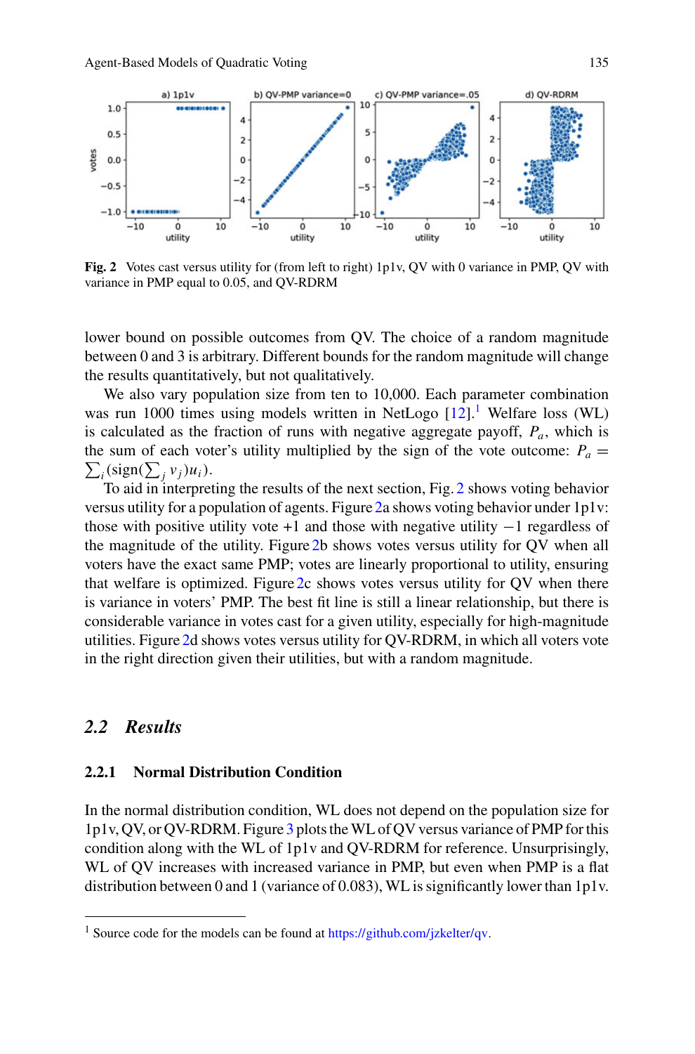**Fig. 2** Votes cast versus utility for (from left to right) 1p1v, QV with 0 variance in PMP, QV with variance in PMP equal to 0.05, and QV-RDRM

lower bound on possible outcomes from QV. The choice of a random magnitude between 0 and 3 is arbitrary. Different bounds for the random magnitude will change the results quantitatively, but not qualitatively.

We also vary population size from ten to 10,000. Each parameter combination was run 1000 times using models written in NetLogo [12].[1] Welfare loss (WL) is calculated as the fraction of runs with negative aggregate payoff, $P_a$, which is the sum of each voter's utility multiplied by the sign of the vote outcome: $P_a = \sum_i (\text{sign}(\sum_j v_j) u_i)$.

To aid in interpreting the results of the next section, Fig. 2 shows voting behavior versus utility for a population of agents. Figure 2a shows voting behavior under 1p1v: those with positive utility vote +1 and those with negative utility −1 regardless of the magnitude of the utility. Figure 2b shows votes versus utility for QV when all voters have the exact same PMP; votes are linearly proportional to utility, ensuring that welfare is optimized. Figure 2c shows votes versus utility for QV when there is variance in voters' PMP. The best fit line is still a linear relationship, but there is considerable variance in votes cast for a given utility, especially for high-magnitude utilities. Figure 2d shows votes versus utility for QV-RDRM, in which all voters vote in the right direction given their utilities, but with a random magnitude.

## 2.2 *Results*

### 2.2.1 Normal Distribution Condition

In the normal distribution condition, WL does not depend on the population size for 1p1v, QV, or QV-RDRM. Figure 3 plots the WL of QV versus variance of PMP for this condition along with the WL of 1p1v and QV-RDRM for reference. Unsurprisingly, WL of QV increases with increased variance in PMP, but even when PMP is a flat distribution between 0 and 1 (variance of 0.083), WL is significantly lower than 1p1v.

---

[1] Source code for the models can be found at https://github.com/jzkelter/qv.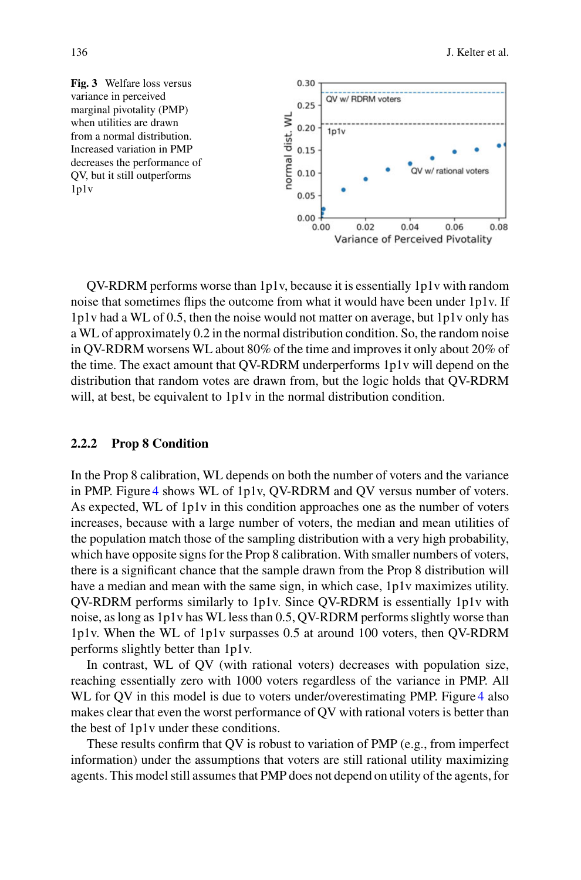**Fig. 3** Welfare loss versus variance in perceived marginal pivotality (PMP) when utilities are drawn from a normal distribution. Increased variation in PMP decreases the performance of QV, but it still outperforms 1p1v

QV-RDRM performs worse than 1p1v, because it is essentially 1p1v with random noise that sometimes flips the outcome from what it would have been under 1p1v. If 1p1v had a WL of 0.5, then the noise would not matter on average, but 1p1v only has a WL of approximately 0.2 in the normal distribution condition. So, the random noise in QV-RDRM worsens WL about 80% of the time and improves it only about 20% of the time. The exact amount that QV-RDRM underperforms 1p1v will depend on the distribution that random votes are drawn from, but the logic holds that QV-RDRM will, at best, be equivalent to 1p1v in the normal distribution condition.

### 2.2.2 Prop 8 Condition

In the Prop 8 calibration, WL depends on both the number of voters and the variance in PMP. Figure 4 shows WL of 1p1v, QV-RDRM and QV versus number of voters. As expected, WL of 1p1v in this condition approaches one as the number of voters increases, because with a large number of voters, the median and mean utilities of the population match those of the sampling distribution with a very high probability, which have opposite signs for the Prop 8 calibration. With smaller numbers of voters, there is a significant chance that the sample drawn from the Prop 8 distribution will have a median and mean with the same sign, in which case, 1p1v maximizes utility. QV-RDRM performs similarly to 1p1v. Since QV-RDRM is essentially 1p1v with noise, as long as 1p1v has WL less than 0.5, QV-RDRM performs slightly worse than 1p1v. When the WL of 1p1v surpasses 0.5 at around 100 voters, then QV-RDRM performs slightly better than 1p1v.

In contrast, WL of QV (with rational voters) decreases with population size, reaching essentially zero with 1000 voters regardless of the variance in PMP. All WL for QV in this model is due to voters under/overestimating PMP. Figure 4 also makes clear that even the worst performance of QV with rational voters is better than the best of 1p1v under these conditions.

These results confirm that QV is robust to variation of PMP (e.g., from imperfect information) under the assumptions that voters are still rational utility maximizing agents. This model still assumes that PMP does not depend on utility of the agents, for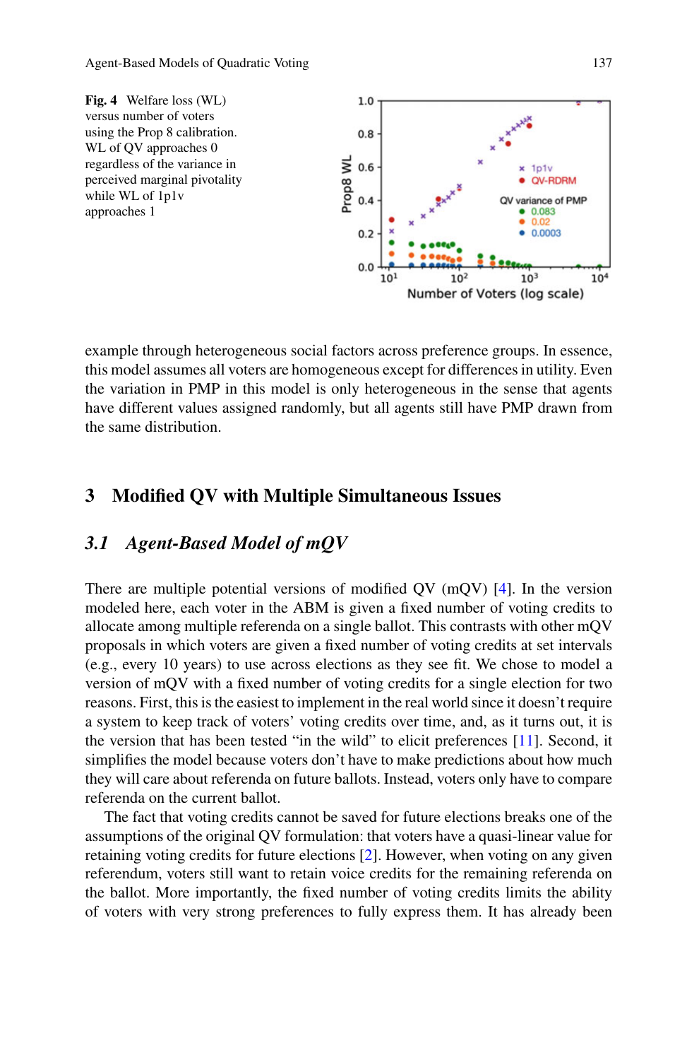**Fig. 4** Welfare loss (WL) versus number of voters using the Prop 8 calibration. WL of QV approaches 0 regardless of the variance in perceived marginal pivotality while WL of 1p1v approaches 1

example through heterogeneous social factors across preference groups. In essence, this model assumes all voters are homogeneous except for differences in utility. Even the variation in PMP in this model is only heterogeneous in the sense that agents have different values assigned randomly, but all agents still have PMP drawn from the same distribution.

## 3 Modified QV with Multiple Simultaneous Issues

### *3.1 Agent-Based Model of mQV*

There are multiple potential versions of modified QV (mQV) [4]. In the version modeled here, each voter in the ABM is given a fixed number of voting credits to allocate among multiple referenda on a single ballot. This contrasts with other mQV proposals in which voters are given a fixed number of voting credits at set intervals (e.g., every 10 years) to use across elections as they see fit. We chose to model a version of mQV with a fixed number of voting credits for a single election for two reasons. First, this is the easiest to implement in the real world since it doesn't require a system to keep track of voters' voting credits over time, and, as it turns out, it is the version that has been tested "in the wild" to elicit preferences [11]. Second, it simplifies the model because voters don't have to make predictions about how much they will care about referenda on future ballots. Instead, voters only have to compare referenda on the current ballot.

The fact that voting credits cannot be saved for future elections breaks one of the assumptions of the original QV formulation: that voters have a quasi-linear value for retaining voting credits for future elections [2]. However, when voting on any given referendum, voters still want to retain voice credits for the remaining referenda on the ballot. More importantly, the fixed number of voting credits limits the ability of voters with very strong preferences to fully express them. It has already been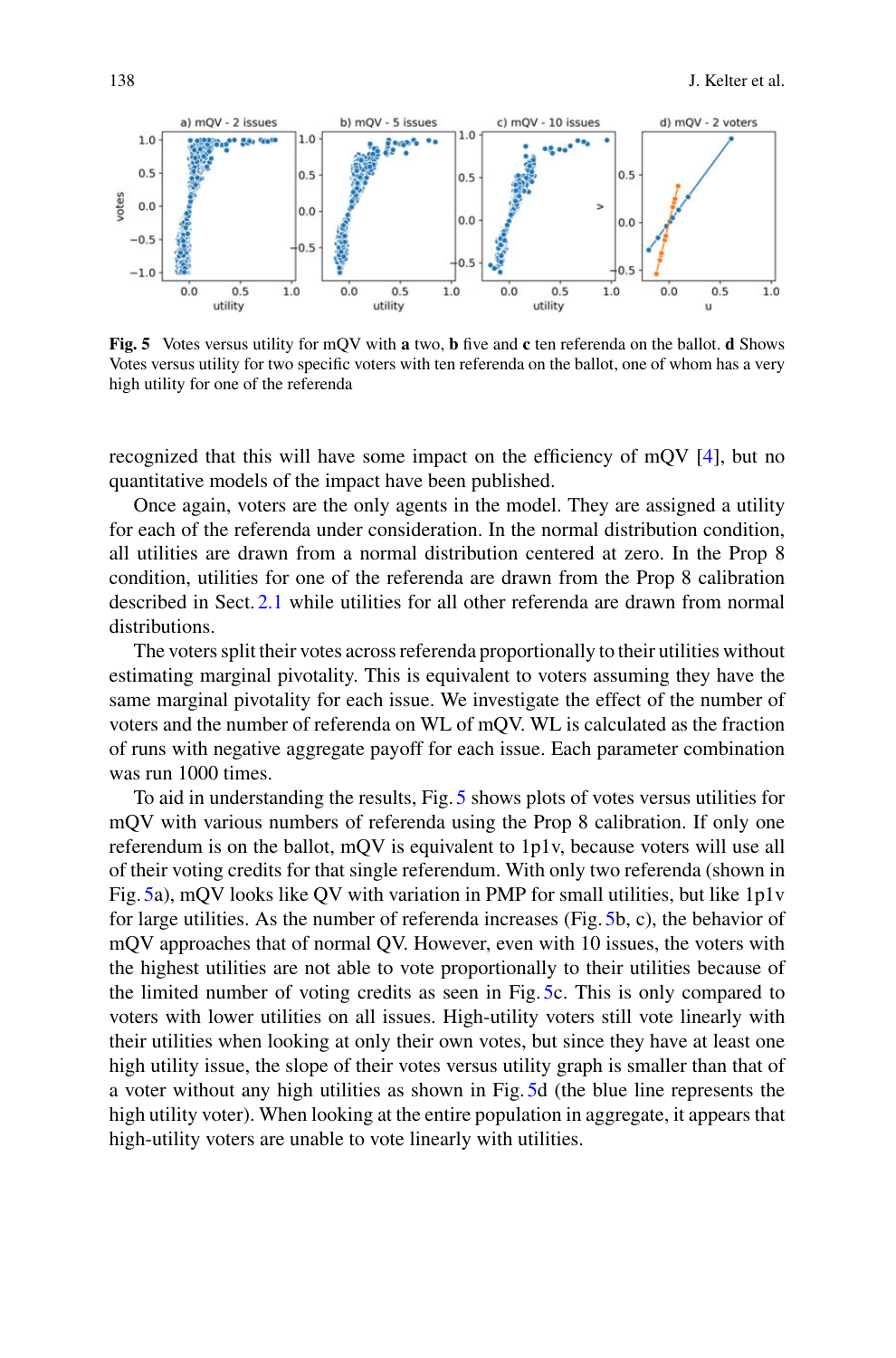**Fig. 5** Votes versus utility for mQV with **a** two, **b** five and **c** ten referenda on the ballot. **d** Shows Votes versus utility for two specific voters with ten referenda on the ballot, one of whom has a very high utility for one of the referenda

recognized that this will have some impact on the efficiency of mQV [4], but no quantitative models of the impact have been published.

Once again, voters are the only agents in the model. They are assigned a utility for each of the referenda under consideration. In the normal distribution condition, all utilities are drawn from a normal distribution centered at zero. In the Prop 8 condition, utilities for one of the referenda are drawn from the Prop 8 calibration described in Sect. 2.1 while utilities for all other referenda are drawn from normal distributions.

The voters split their votes across referenda proportionally to their utilities without estimating marginal pivotality. This is equivalent to voters assuming they have the same marginal pivotality for each issue. We investigate the effect of the number of voters and the number of referenda on WL of mQV. WL is calculated as the fraction of runs with negative aggregate payoff for each issue. Each parameter combination was run 1000 times.

To aid in understanding the results, Fig. 5 shows plots of votes versus utilities for mQV with various numbers of referenda using the Prop 8 calibration. If only one referendum is on the ballot, mQV is equivalent to 1p1v, because voters will use all of their voting credits for that single referendum. With only two referenda (shown in Fig. 5a), mQV looks like QV with variation in PMP for small utilities, but like 1p1v for large utilities. As the number of referenda increases (Fig. 5b, c), the behavior of mQV approaches that of normal QV. However, even with 10 issues, the voters with the highest utilities are not able to vote proportionally to their utilities because of the limited number of voting credits as seen in Fig. 5c. This is only compared to voters with lower utilities on all issues. High-utility voters still vote linearly with their utilities when looking at only their own votes, but since they have at least one high utility issue, the slope of their votes versus utility graph is smaller than that of a voter without any high utilities as shown in Fig. 5d (the blue line represents the high utility voter). When looking at the entire population in aggregate, it appears that high-utility voters are unable to vote linearly with utilities.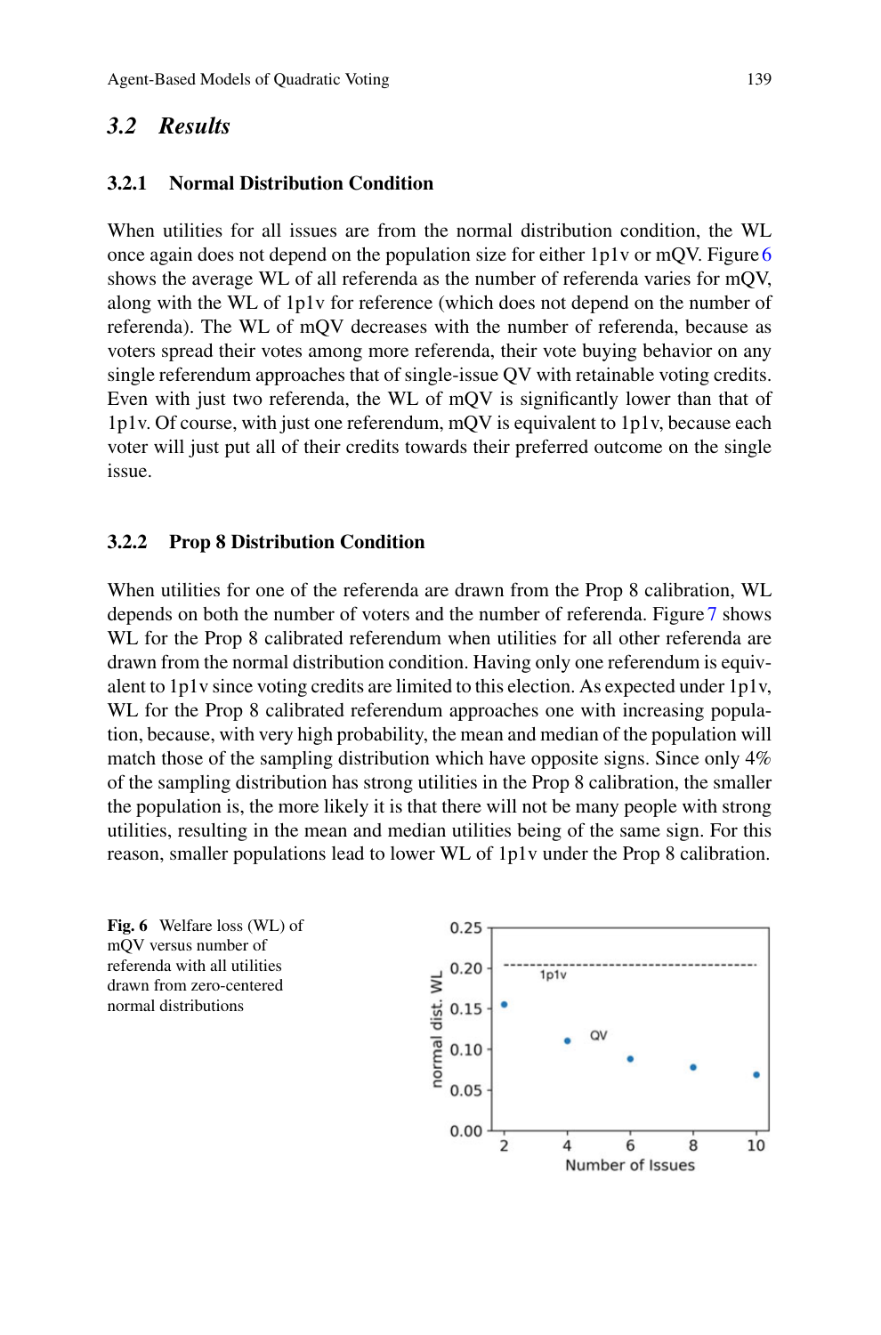## 3.2 Results

### 3.2.1 Normal Distribution Condition

When utilities for all issues are from the normal distribution condition, the WL once again does not depend on the population size for either 1p1v or mQV. Figure 6 shows the average WL of all referenda as the number of referenda varies for mQV, along with the WL of 1p1v for reference (which does not depend on the number of referenda). The WL of mQV decreases with the number of referenda, because as voters spread their votes among more referenda, their vote buying behavior on any single referendum approaches that of single-issue QV with retainable voting credits. Even with just two referenda, the WL of mQV is significantly lower than that of 1p1v. Of course, with just one referendum, mQV is equivalent to 1p1v, because each voter will just put all of their credits towards their preferred outcome on the single issue.

### 3.2.2 Prop 8 Distribution Condition

When utilities for one of the referenda are drawn from the Prop 8 calibration, WL depends on both the number of voters and the number of referenda. Figure 7 shows WL for the Prop 8 calibrated referendum when utilities for all other referenda are drawn from the normal distribution condition. Having only one referendum is equivalent to 1p1v since voting credits are limited to this election. As expected under 1p1v, WL for the Prop 8 calibrated referendum approaches one with increasing population, because, with very high probability, the mean and median of the population will match those of the sampling distribution which have opposite signs. Since only 4% of the sampling distribution has strong utilities in the Prop 8 calibration, the smaller the population is, the more likely it is that there will not be many people with strong utilities, resulting in the mean and median utilities being of the same sign. For this reason, smaller populations lead to lower WL of 1p1v under the Prop 8 calibration.

**Fig. 6** Welfare loss (WL) of mQV versus number of referenda with all utilities drawn from zero-centered normal distributions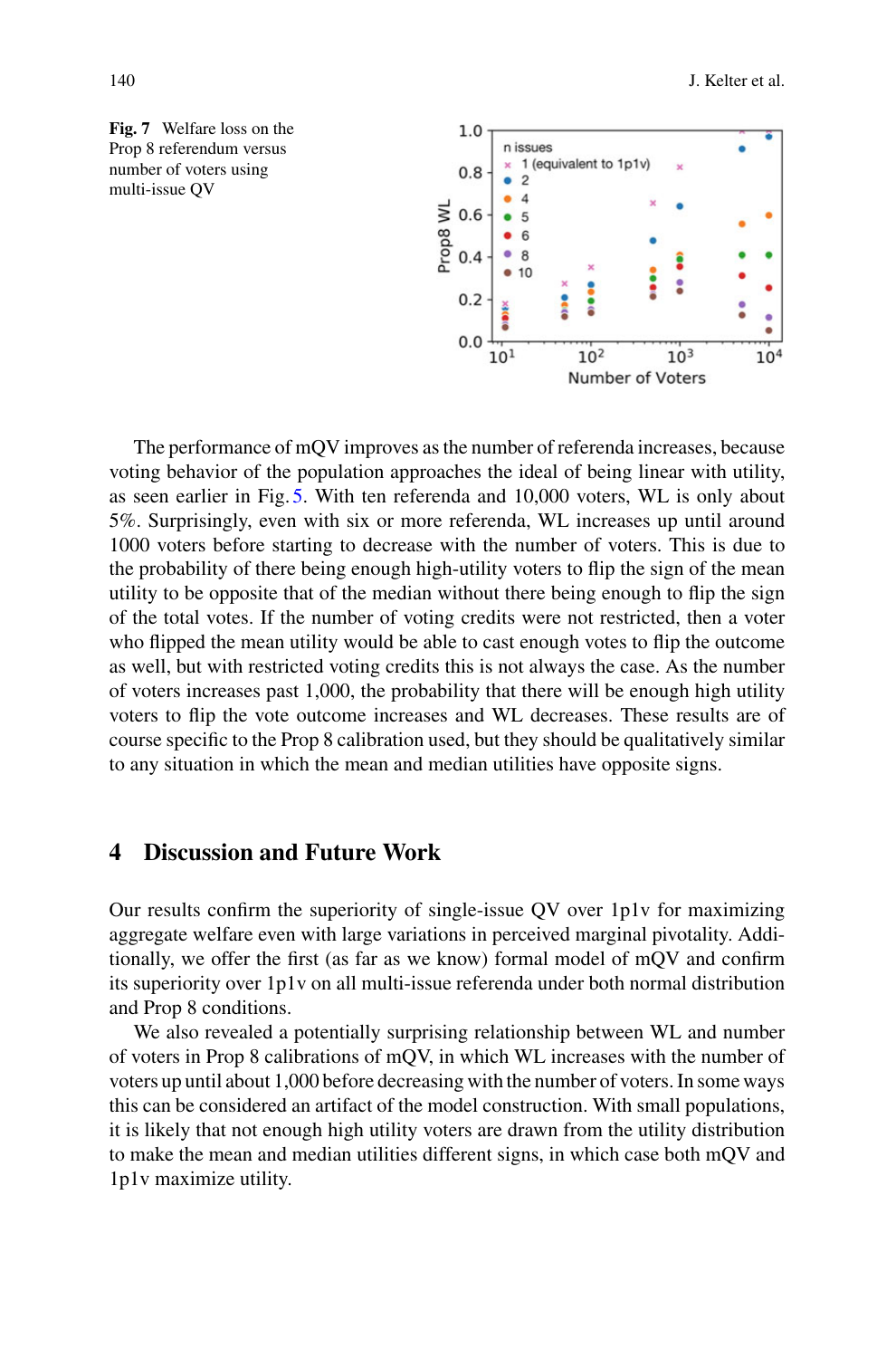**Fig. 7** Welfare loss on the Prop 8 referendum versus number of voters using multi-issue QV

The performance of mQV improves as the number of referenda increases, because voting behavior of the population approaches the ideal of being linear with utility, as seen earlier in Fig. 5. With ten referenda and 10,000 voters, WL is only about 5%. Surprisingly, even with six or more referenda, WL increases up until around 1000 voters before starting to decrease with the number of voters. This is due to the probability of there being enough high-utility voters to flip the sign of the mean utility to be opposite that of the median without there being enough to flip the sign of the total votes. If the number of voting credits were not restricted, then a voter who flipped the mean utility would be able to cast enough votes to flip the outcome as well, but with restricted voting credits this is not always the case. As the number of voters increases past 1,000, the probability that there will be enough high utility voters to flip the vote outcome increases and WL decreases. These results are of course specific to the Prop 8 calibration used, but they should be qualitatively similar to any situation in which the mean and median utilities have opposite signs.

## 4 Discussion and Future Work

Our results confirm the superiority of single-issue QV over 1p1v for maximizing aggregate welfare even with large variations in perceived marginal pivotality. Additionally, we offer the first (as far as we know) formal model of mQV and confirm its superiority over 1p1v on all multi-issue referenda under both normal distribution and Prop 8 conditions.

We also revealed a potentially surprising relationship between WL and number of voters in Prop 8 calibrations of mQV, in which WL increases with the number of voters up until about 1,000 before decreasing with the number of voters. In some ways this can be considered an artifact of the model construction. With small populations, it is likely that not enough high utility voters are drawn from the utility distribution to make the mean and median utilities different signs, in which case both mQV and 1p1v maximize utility.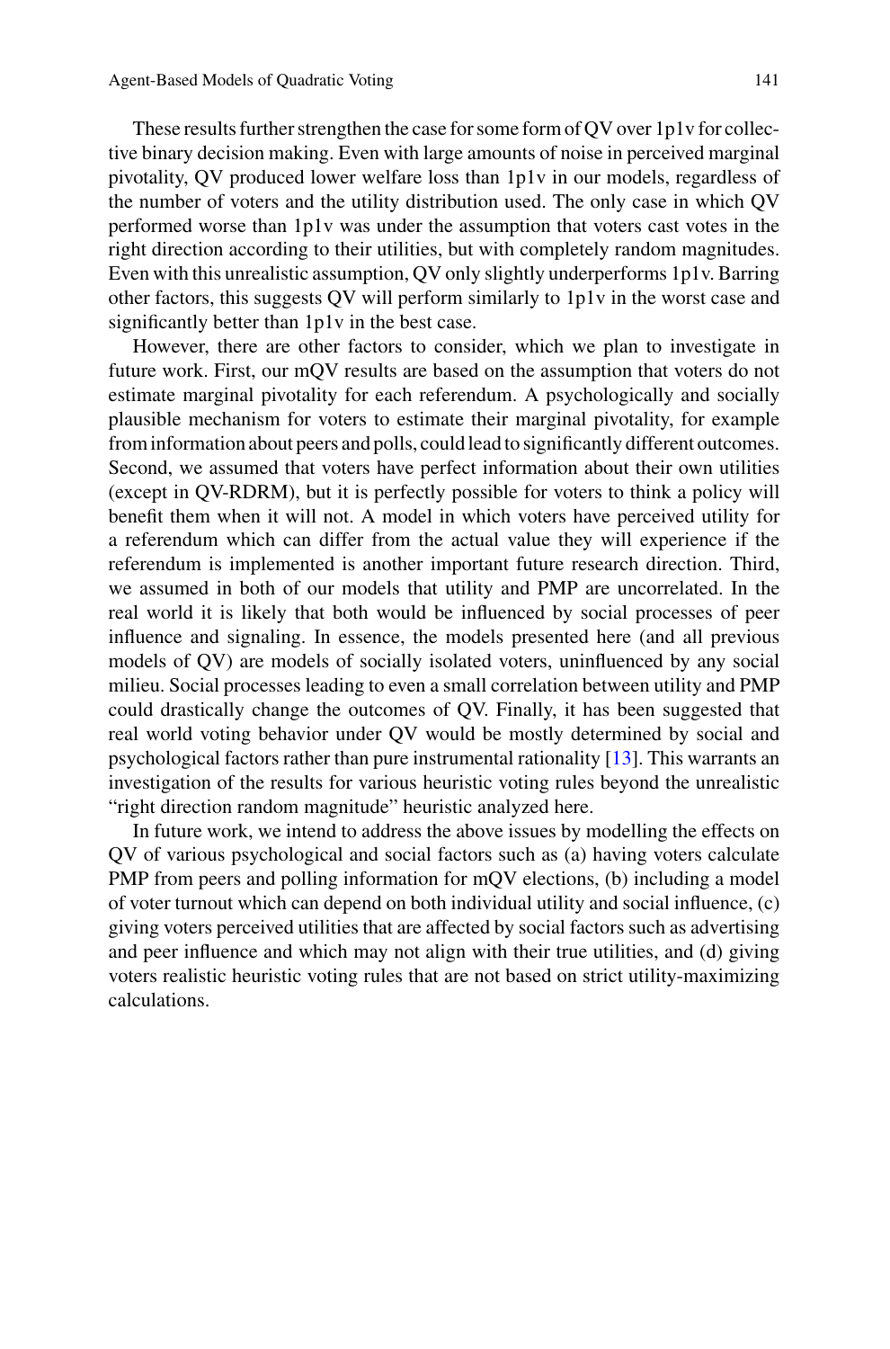These results further strengthen the case for some form of QV over 1p1v for collective binary decision making. Even with large amounts of noise in perceived marginal pivotality, QV produced lower welfare loss than 1p1v in our models, regardless of the number of voters and the utility distribution used. The only case in which QV performed worse than 1p1v was under the assumption that voters cast votes in the right direction according to their utilities, but with completely random magnitudes. Even with this unrealistic assumption, QV only slightly underperforms 1p1v. Barring other factors, this suggests QV will perform similarly to 1p1v in the worst case and significantly better than 1p1v in the best case.

However, there are other factors to consider, which we plan to investigate in future work. First, our mQV results are based on the assumption that voters do not estimate marginal pivotality for each referendum. A psychologically and socially plausible mechanism for voters to estimate their marginal pivotality, for example from information about peers and polls, could lead to significantly different outcomes. Second, we assumed that voters have perfect information about their own utilities (except in QV-RDRM), but it is perfectly possible for voters to think a policy will benefit them when it will not. A model in which voters have perceived utility for a referendum which can differ from the actual value they will experience if the referendum is implemented is another important future research direction. Third, we assumed in both of our models that utility and PMP are uncorrelated. In the real world it is likely that both would be influenced by social processes of peer influence and signaling. In essence, the models presented here (and all previous models of QV) are models of socially isolated voters, uninfluenced by any social milieu. Social processes leading to even a small correlation between utility and PMP could drastically change the outcomes of QV. Finally, it has been suggested that real world voting behavior under QV would be mostly determined by social and psychological factors rather than pure instrumental rationality [13]. This warrants an investigation of the results for various heuristic voting rules beyond the unrealistic "right direction random magnitude" heuristic analyzed here.

In future work, we intend to address the above issues by modelling the effects on QV of various psychological and social factors such as (a) having voters calculate PMP from peers and polling information for mQV elections, (b) including a model of voter turnout which can depend on both individual utility and social influence, (c) giving voters perceived utilities that are affected by social factors such as advertising and peer influence and which may not align with their true utilities, and (d) giving voters realistic heuristic voting rules that are not based on strict utility-maximizing calculations.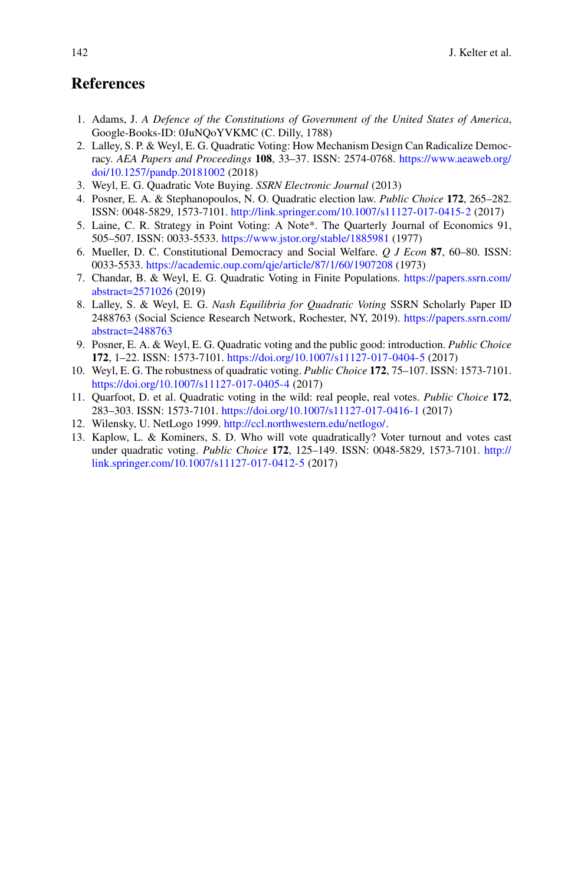## References

1. Adams, J. *A Defence of the Constitutions of Government of the United States of America*, Google-Books-ID: 0JuNQoYVKMC (C. Dilly, 1788)
2. Lalley, S. P. & Weyl, E. G. Quadratic Voting: How Mechanism Design Can Radicalize Democracy. *AEA Papers and Proceedings* **108**, 33–37. ISSN: 2574-0768. https://www.aeaweb.org/doi/10.1257/pandp.20181002 (2018)
3. Weyl, E. G. Quadratic Vote Buying. *SSRN Electronic Journal* (2013)
4. Posner, E. A. & Stephanopoulos, N. O. Quadratic election law. *Public Choice* **172**, 265–282. ISSN: 0048-5829, 1573-7101. http://link.springer.com/10.1007/s11127-017-0415-2 (2017)
5. Laine, C. R. Strategy in Point Voting: A Note*. The Quarterly Journal of Economics 91, 505–507. ISSN: 0033-5533. https://www.jstor.org/stable/1885981 (1977)
6. Mueller, D. C. Constitutional Democracy and Social Welfare. *Q J Econ* **87**, 60–80. ISSN: 0033-5533. https://academic.oup.com/qje/article/87/1/60/1907208 (1973)
7. Chandar, B. & Weyl, E. G. Quadratic Voting in Finite Populations. https://papers.ssrn.com/abstract=2571026 (2019)
8. Lalley, S. & Weyl, E. G. *Nash Equilibria for Quadratic Voting* SSRN Scholarly Paper ID 2488763 (Social Science Research Network, Rochester, NY, 2019). https://papers.ssrn.com/abstract=2488763
9. Posner, E. A. & Weyl, E. G. Quadratic voting and the public good: introduction. *Public Choice* **172**, 1–22. ISSN: 1573-7101. https://doi.org/10.1007/s11127-017-0404-5 (2017)
10. Weyl, E. G. The robustness of quadratic voting. *Public Choice* **172**, 75–107. ISSN: 1573-7101. https://doi.org/10.1007/s11127-017-0405-4 (2017)
11. Quarfoot, D. et al. Quadratic voting in the wild: real people, real votes. *Public Choice* **172**, 283–303. ISSN: 1573-7101. https://doi.org/10.1007/s11127-017-0416-1 (2017)
12. Wilensky, U. NetLogo 1999. http://ccl.northwestern.edu/netlogo/.
13. Kaplow, L. & Kominers, S. D. Who will vote quadratically? Voter turnout and votes cast under quadratic voting. *Public Choice* **172**, 125–149. ISSN: 0048-5829, 1573-7101. http://link.springer.com/10.1007/s11127-017-0412-5 (2017)